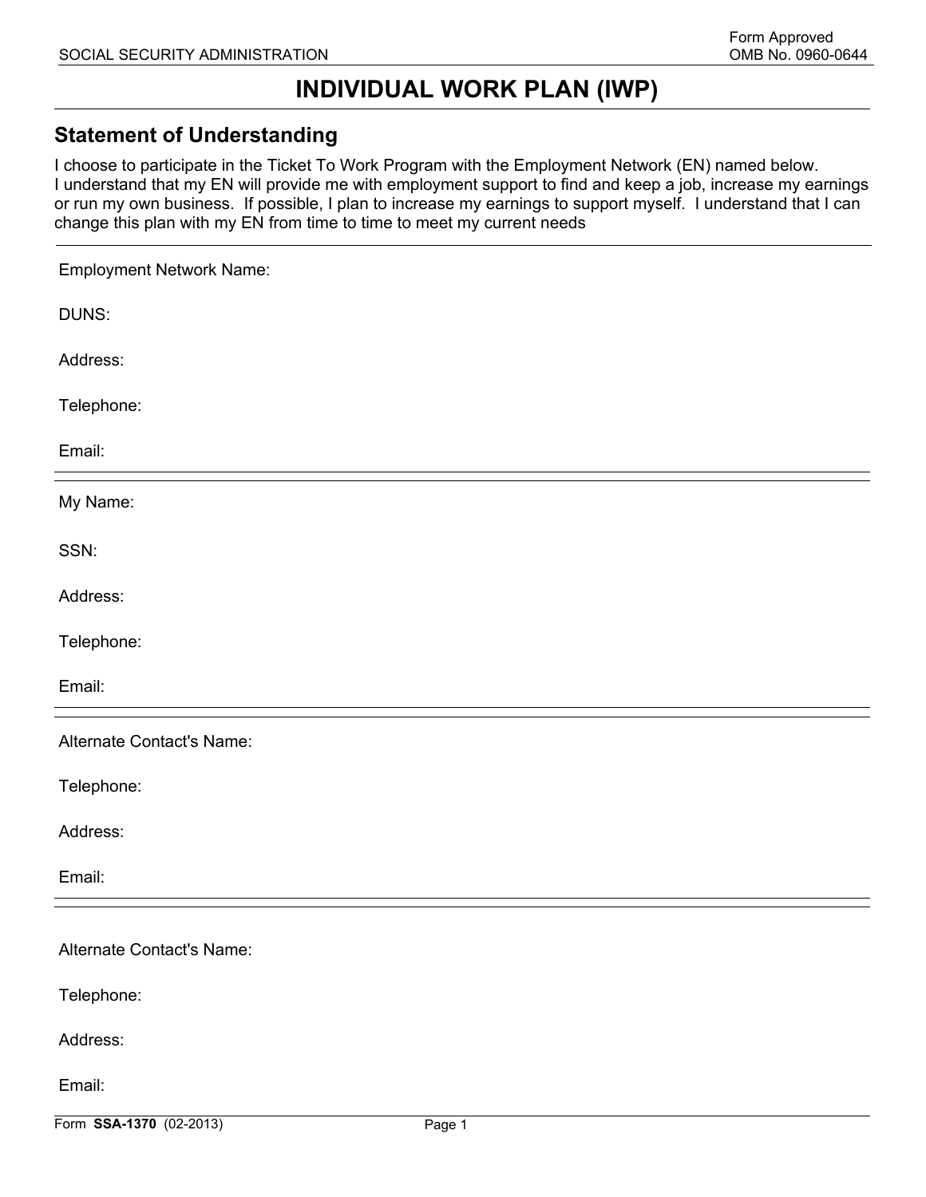SOCIAL SECURITY ADMINISTRATION

Form Approved
OMB No. 0960-0644

# INDIVIDUAL WORK PLAN (IWP)

## Statement of Understanding

I choose to participate in the Ticket To Work Program with the Employment Network (EN) named below.
I understand that my EN will provide me with employment support to find and keep a job, increase my earnings or run my own business. If possible, I plan to increase my earnings to support myself. I understand that I can change this plan with my EN from time to time to meet my current needs

---

Employment Network Name:

DUNS:

Address:

Telephone:

Email:

---

My Name:

SSN:

Address:

Telephone:

Email:

---

Alternate Contact's Name:

Telephone:

Address:

Email:

---

Alternate Contact's Name:

Telephone:

Address:

Email:

Form SSA-1370 (02-2013)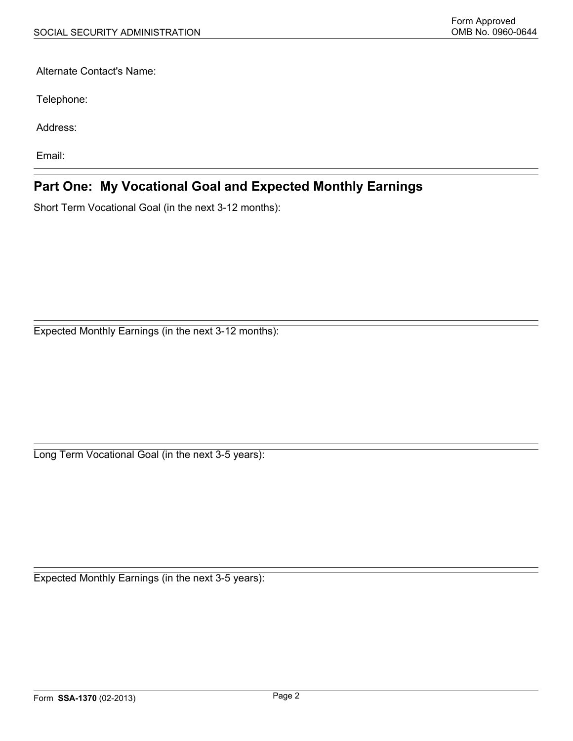Alternate Contact's Name:

Telephone:

Address:

Email:

---

## Part One: My Vocational Goal and Expected Monthly Earnings

Short Term Vocational Goal (in the next 3-12 months):

---

Expected Monthly Earnings (in the next 3-12 months):

---

Long Term Vocational Goal (in the next 3-5 years):

---

Expected Monthly Earnings (in the next 3-5 years):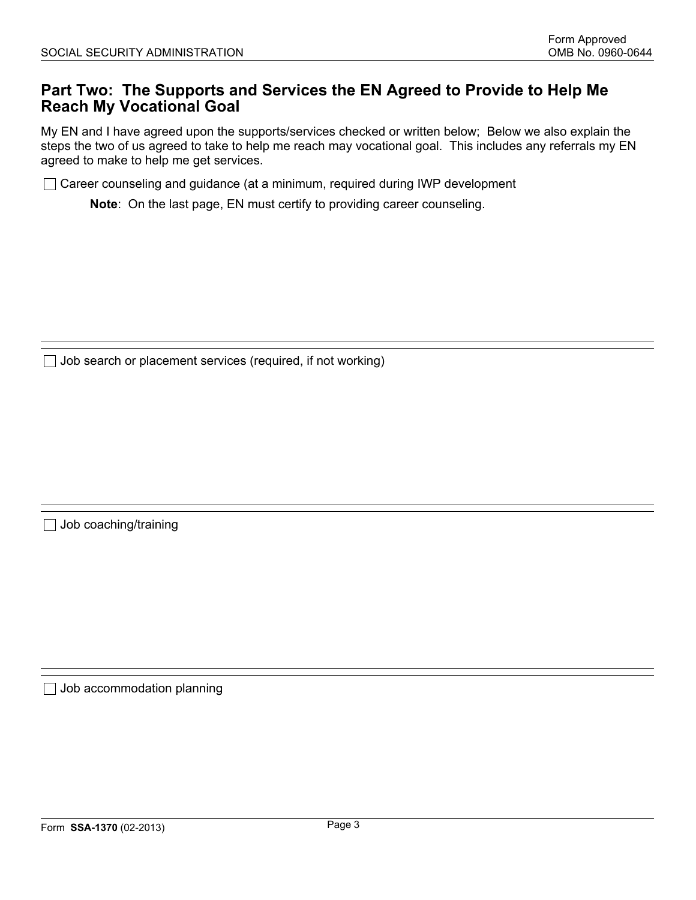## Part Two: The Supports and Services the EN Agreed to Provide to Help Me Reach My Vocational Goal

My EN and I have agreed upon the supports/services checked or written below; Below we also explain the steps the two of us agreed to take to help me reach may vocational goal. This includes any referrals my EN agreed to make to help me get services.

☐ Career counseling and guidance (at a minimum, required during IWP development

**Note**: On the last page, EN must certify to providing career counseling.

---

☐ Job search or placement services (required, if not working)

---

☐ Job coaching/training

---

☐ Job accommodation planning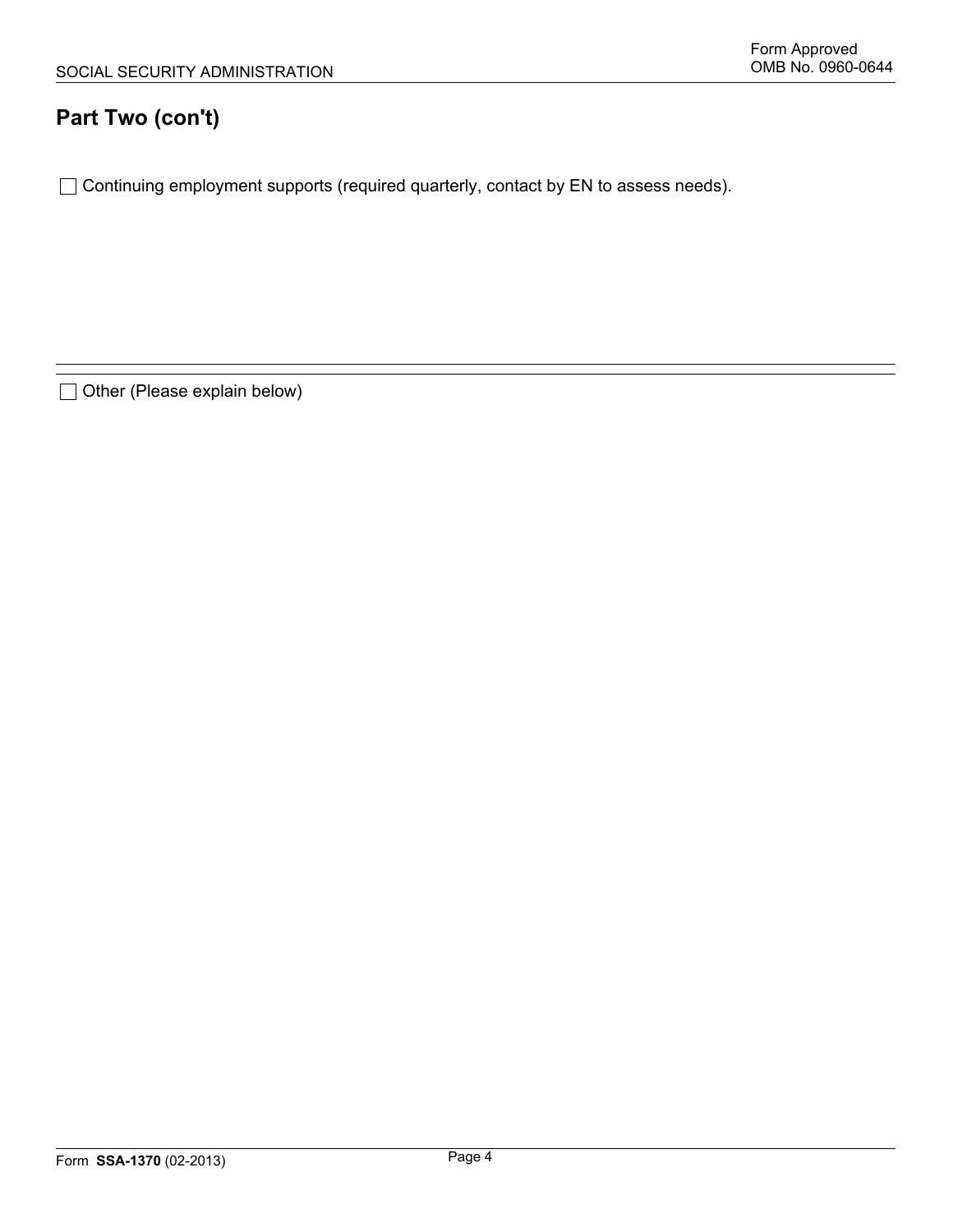## Part Two (con't)

☐ Continuing employment supports (required quarterly, contact by EN to assess needs).

☐ Other (Please explain below)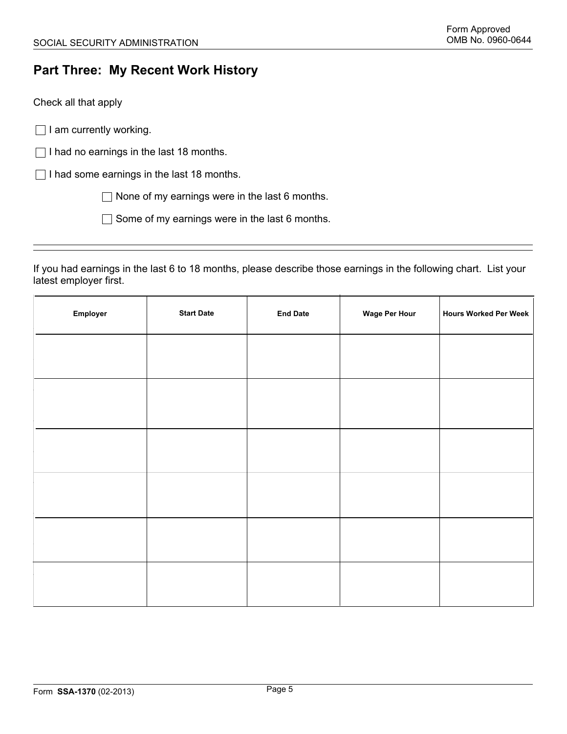## Part Three: My Recent Work History

Check all that apply

- ☐ I am currently working.
- ☐ I had no earnings in the last 18 months.
- ☐ I had some earnings in the last 18 months.
  - ☐ None of my earnings were in the last 6 months.
  - ☐ Some of my earnings were in the last 6 months.

---

If you had earnings in the last 6 to 18 months, please describe those earnings in the following chart. List your latest employer first.

| Employer | Start Date | End Date | Wage Per Hour | Hours Worked Per Week |
|---|---|---|---|---|
| | | | | |
| | | | | |
| | | | | |
| | | | | |
| | | | | |
| | | | | |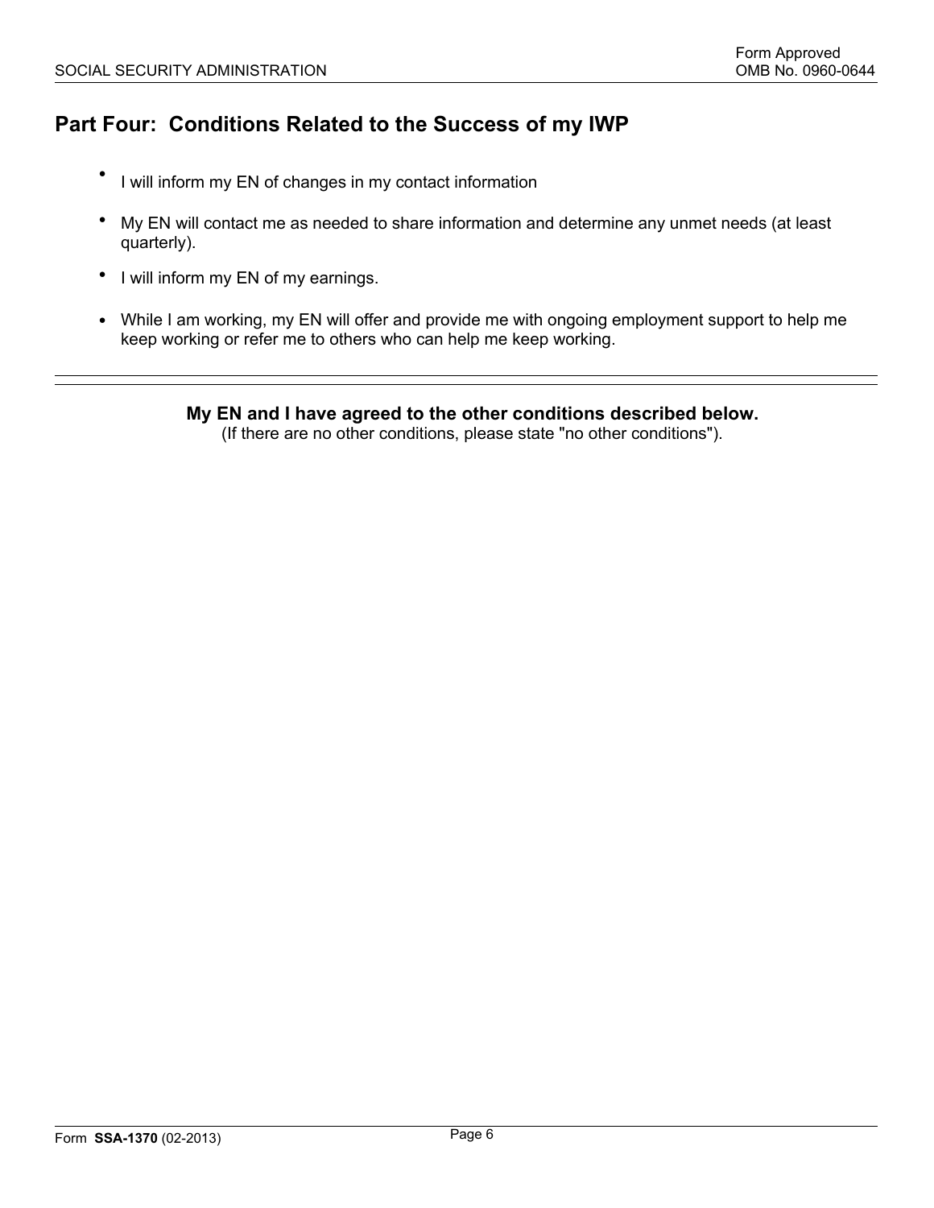## Part Four: Conditions Related to the Success of my IWP

- I will inform my EN of changes in my contact information
- My EN will contact me as needed to share information and determine any unmet needs (at least quarterly).
- I will inform my EN of my earnings.
- While I am working, my EN will offer and provide me with ongoing employment support to help me keep working or refer me to others who can help me keep working.

---

**My EN and I have agreed to the other conditions described below.**
(If there are no other conditions, please state "no other conditions").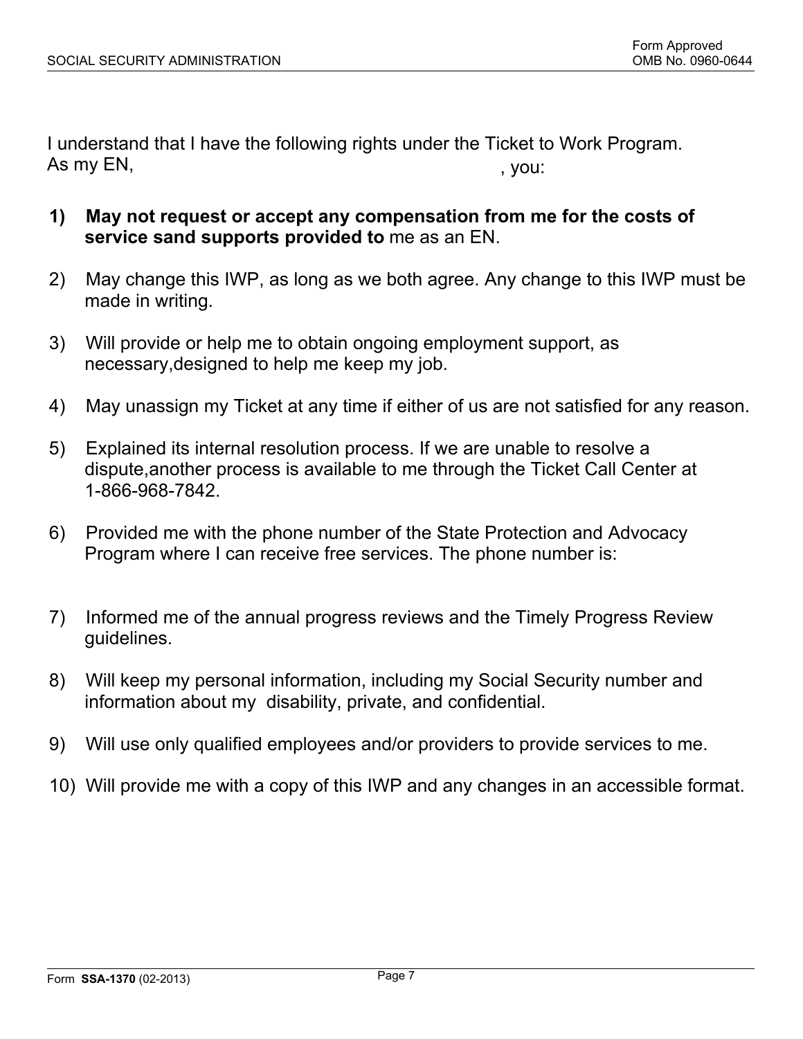I understand that I have the following rights under the Ticket to Work Program.
As my EN, , you:

1) **May not request or accept any compensation from me for the costs of service sand supports provided to** me as an EN.

2) May change this IWP, as long as we both agree. Any change to this IWP must be made in writing.

3) Will provide or help me to obtain ongoing employment support, as necessary,designed to help me keep my job.

4) May unassign my Ticket at any time if either of us are not satisfied for any reason.

5) Explained its internal resolution process. If we are unable to resolve a dispute,another process is available to me through the Ticket Call Center at 1-866-968-7842.

6) Provided me with the phone number of the State Protection and Advocacy Program where I can receive free services. The phone number is:

7) Informed me of the annual progress reviews and the Timely Progress Review guidelines.

8) Will keep my personal information, including my Social Security number and information about my disability, private, and confidential.

9) Will use only qualified employees and/or providers to provide services to me.

10) Will provide me with a copy of this IWP and any changes in an accessible format.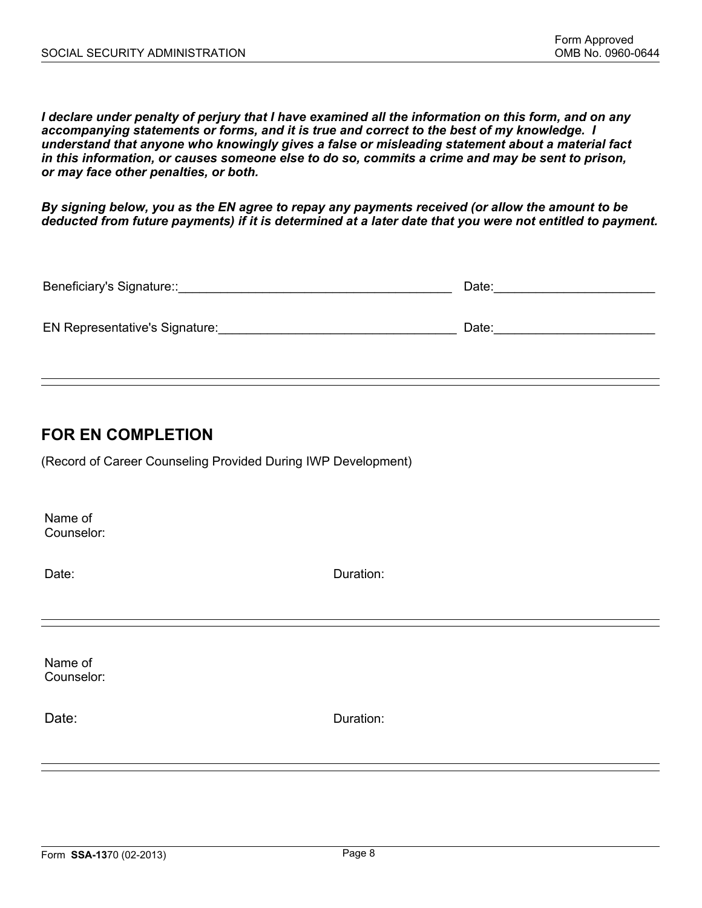***I declare under penalty of perjury that I have examined all the information on this form, and on any accompanying statements or forms, and it is true and correct to the best of my knowledge. I understand that anyone who knowingly gives a false or misleading statement about a material fact in this information, or causes someone else to do so, commits a crime and may be sent to prison, or may face other penalties, or both.***

***By signing below, you as the EN agree to repay any payments received (or allow the amount to be deducted from future payments) if it is determined at a later date that you were not entitled to payment.***

Beneficiary's Signature::_______________________________________ Date:______________________

EN Representative's Signature:__________________________________ Date:______________________

---

## FOR EN COMPLETION

(Record of Career Counseling Provided During IWP Development)

Name of Counselor:

Date: Duration:

---

Name of Counselor:

Date: Duration:

---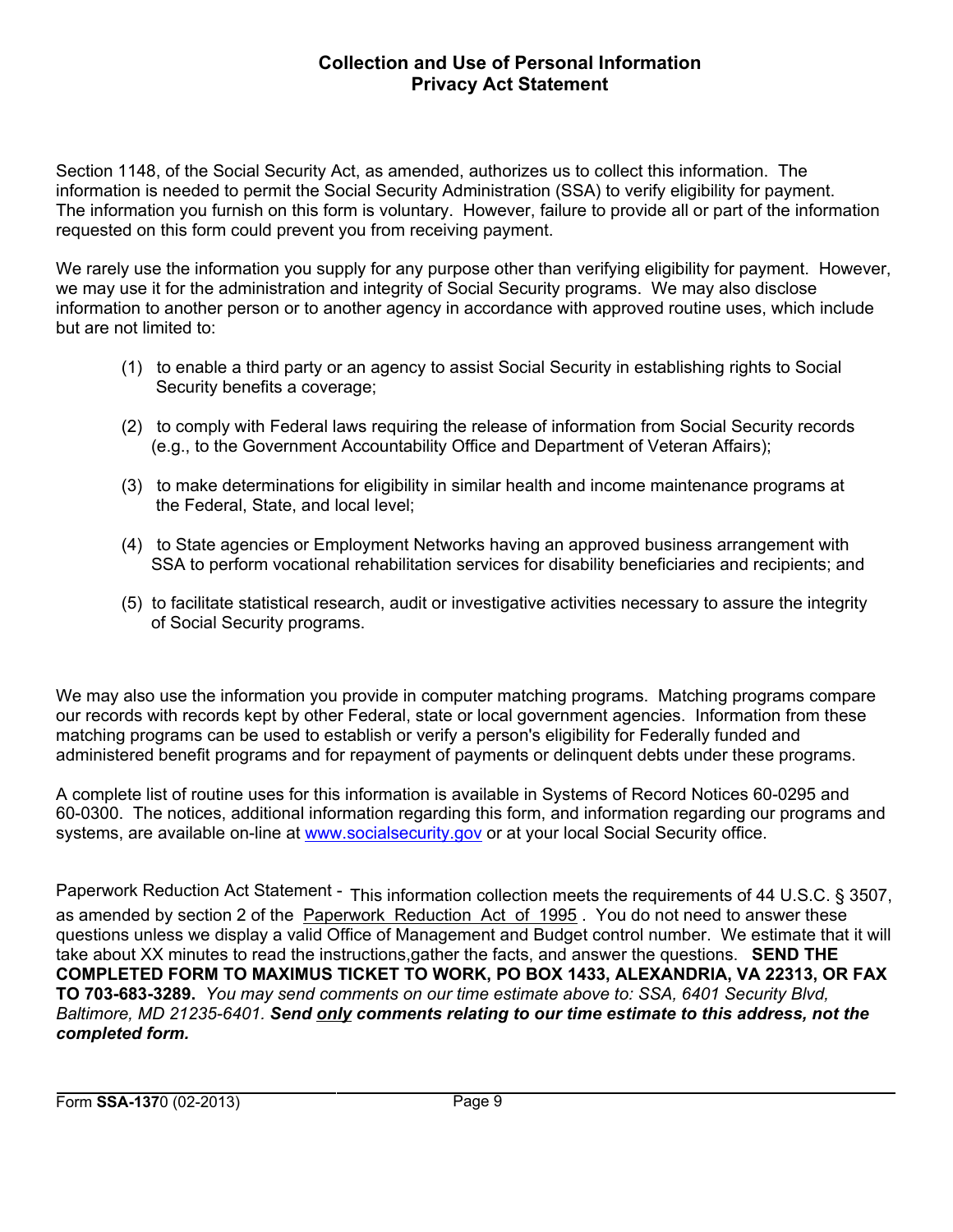## Collection and Use of Personal Information
## Privacy Act Statement

Section 1148, of the Social Security Act, as amended, authorizes us to collect this information. The information is needed to permit the Social Security Administration (SSA) to verify eligibility for payment. The information you furnish on this form is voluntary. However, failure to provide all or part of the information requested on this form could prevent you from receiving payment.

We rarely use the information you supply for any purpose other than verifying eligibility for payment. However, we may use it for the administration and integrity of Social Security programs. We may also disclose information to another person or to another agency in accordance with approved routine uses, which include but are not limited to:

(1) to enable a third party or an agency to assist Social Security in establishing rights to Social Security benefits a coverage;

(2) to comply with Federal laws requiring the release of information from Social Security records (e.g., to the Government Accountability Office and Department of Veteran Affairs);

(3) to make determinations for eligibility in similar health and income maintenance programs at the Federal, State, and local level;

(4) to State agencies or Employment Networks having an approved business arrangement with SSA to perform vocational rehabilitation services for disability beneficiaries and recipients; and

(5) to facilitate statistical research, audit or investigative activities necessary to assure the integrity of Social Security programs.

We may also use the information you provide in computer matching programs. Matching programs compare our records with records kept by other Federal, state or local government agencies. Information from these matching programs can be used to establish or verify a person's eligibility for Federally funded and administered benefit programs and for repayment of payments or delinquent debts under these programs.

A complete list of routine uses for this information is available in Systems of Record Notices 60-0295 and 60-0300. The notices, additional information regarding this form, and information regarding our programs and systems, are available on-line at www.socialsecurity.gov or at your local Social Security office.

Paperwork Reduction Act Statement - This information collection meets the requirements of 44 U.S.C. § 3507, as amended by section 2 of the Paperwork Reduction Act of 1995. You do not need to answer these questions unless we display a valid Office of Management and Budget control number. We estimate that it will take about XX minutes to read the instructions,gather the facts, and answer the questions. **SEND THE COMPLETED FORM TO MAXIMUS TICKET TO WORK, PO BOX 1433, ALEXANDRIA, VA 22313, OR FAX TO 703-683-3289.** *You may send comments on our time estimate above to: SSA, 6401 Security Blvd, Baltimore, MD 21235-6401.* ***Send only comments relating to our time estimate to this address, not the completed form.***

Form **SSA-1370** (02-2013)